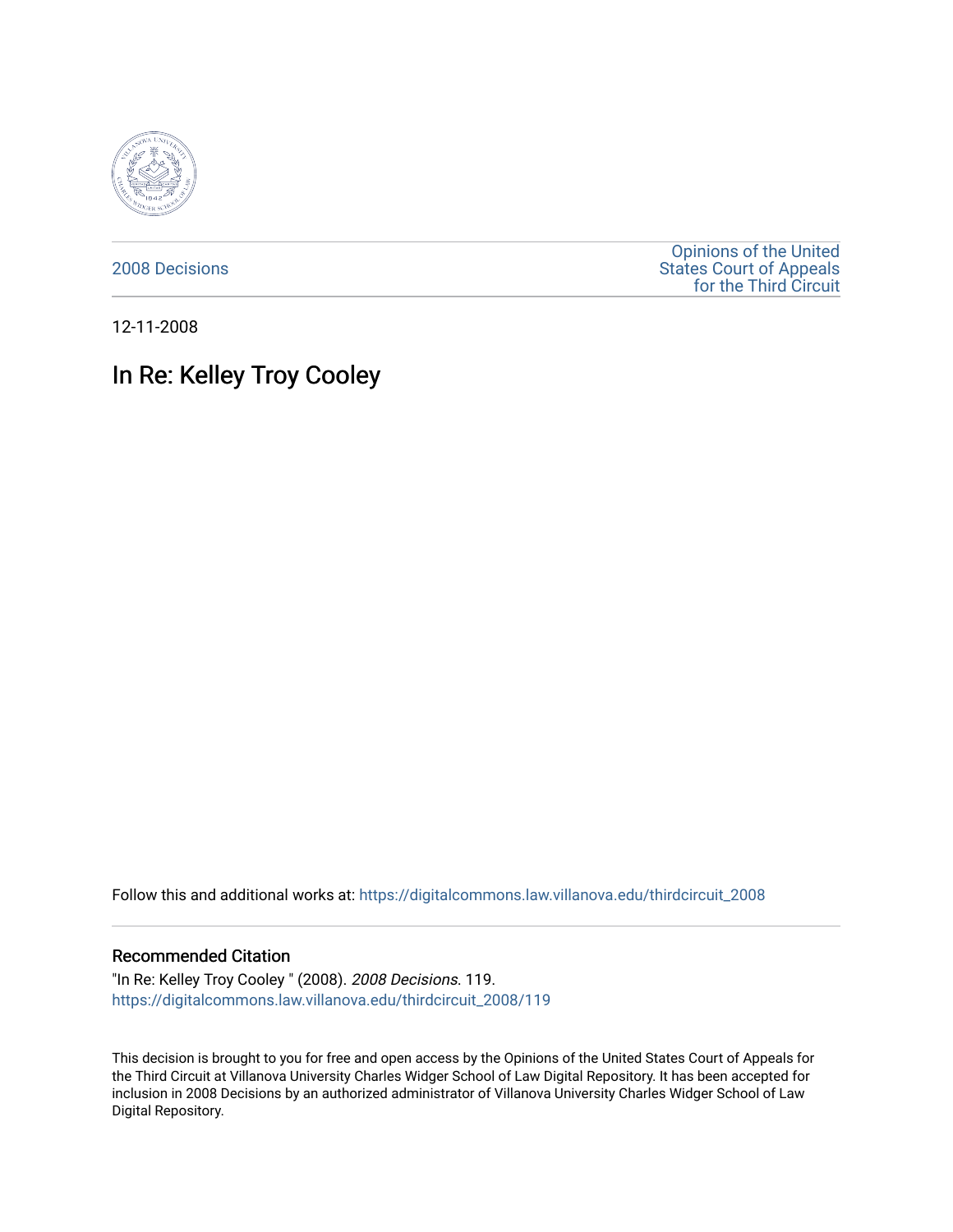2008 Decisions

Opinions of the United States Court of Appeals for the Third Circuit

12-11-2008

# In Re: Kelley Troy Cooley

Follow this and additional works at: https://digitalcommons.law.villanova.edu/thirdcircuit_2008

## Recommended Citation

"In Re: Kelley Troy Cooley " (2008). *2008 Decisions*. 119.
https://digitalcommons.law.villanova.edu/thirdcircuit_2008/119

This decision is brought to you for free and open access by the Opinions of the United States Court of Appeals for the Third Circuit at Villanova University Charles Widger School of Law Digital Repository. It has been accepted for inclusion in 2008 Decisions by an authorized administrator of Villanova University Charles Widger School of Law Digital Repository.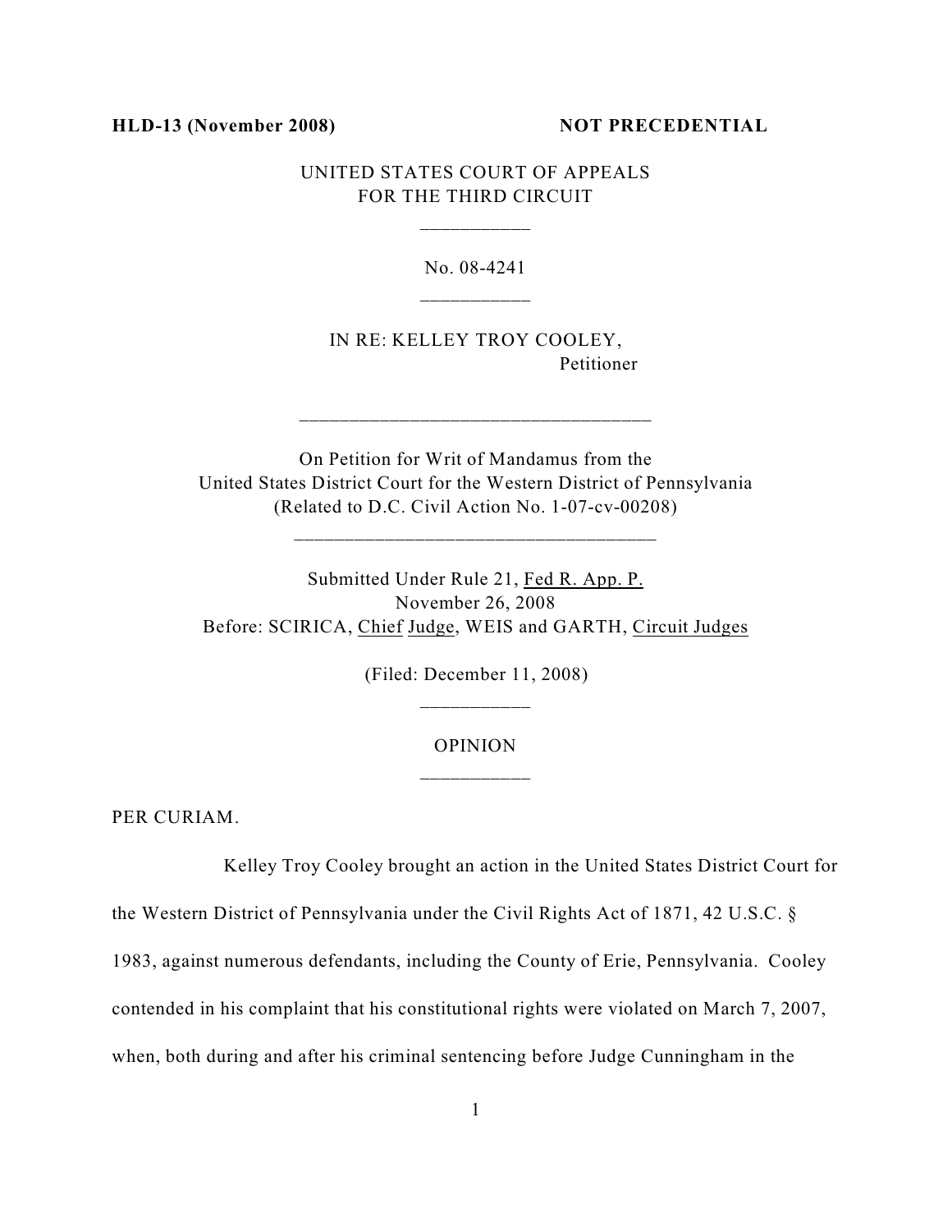**HLD-13 (November 2008)** **NOT PRECEDENTIAL**

UNITED STATES COURT OF APPEALS
FOR THE THIRD CIRCUIT

No. 08-4241

IN RE: KELLEY TROY COOLEY,
Petitioner

On Petition for Writ of Mandamus from the
United States District Court for the Western District of Pennsylvania
(Related to D.C. Civil Action No. 1-07-cv-00208)

Submitted Under Rule 21, Fed R. App. P.
November 26, 2008
Before: SCIRICA, Chief Judge, WEIS and GARTH, Circuit Judges

(Filed: December 11, 2008)

OPINION

PER CURIAM.

Kelley Troy Cooley brought an action in the United States District Court for the Western District of Pennsylvania under the Civil Rights Act of 1871, 42 U.S.C. § 1983, against numerous defendants, including the County of Erie, Pennsylvania. Cooley contended in his complaint that his constitutional rights were violated on March 7, 2007, when, both during and after his criminal sentencing before Judge Cunningham in the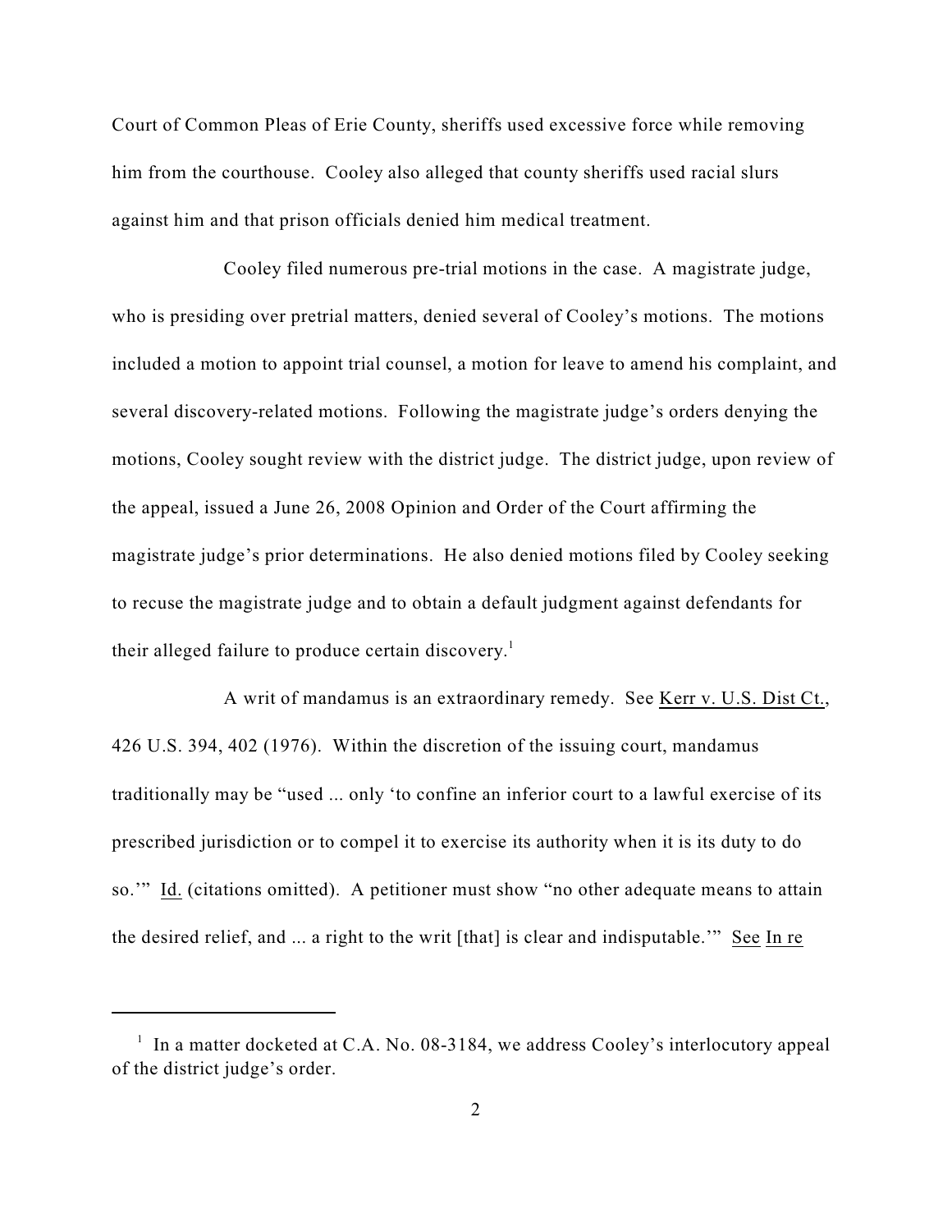Court of Common Pleas of Erie County, sheriffs used excessive force while removing him from the courthouse. Cooley also alleged that county sheriffs used racial slurs against him and that prison officials denied him medical treatment.

Cooley filed numerous pre-trial motions in the case. A magistrate judge, who is presiding over pretrial matters, denied several of Cooley's motions. The motions included a motion to appoint trial counsel, a motion for leave to amend his complaint, and several discovery-related motions. Following the magistrate judge's orders denying the motions, Cooley sought review with the district judge. The district judge, upon review of the appeal, issued a June 26, 2008 Opinion and Order of the Court affirming the magistrate judge's prior determinations. He also denied motions filed by Cooley seeking to recuse the magistrate judge and to obtain a default judgment against defendants for their alleged failure to produce certain discovery.[1]

A writ of mandamus is an extraordinary remedy. See Kerr v. U.S. Dist Ct., 426 U.S. 394, 402 (1976). Within the discretion of the issuing court, mandamus traditionally may be "used ... only 'to confine an inferior court to a lawful exercise of its prescribed jurisdiction or to compel it to exercise its authority when it is its duty to do so.'" Id. (citations omitted). A petitioner must show "no other adequate means to attain the desired relief, and ... a right to the writ [that] is clear and indisputable.'" See In re

[1] In a matter docketed at C.A. No. 08-3184, we address Cooley's interlocutory appeal of the district judge's order.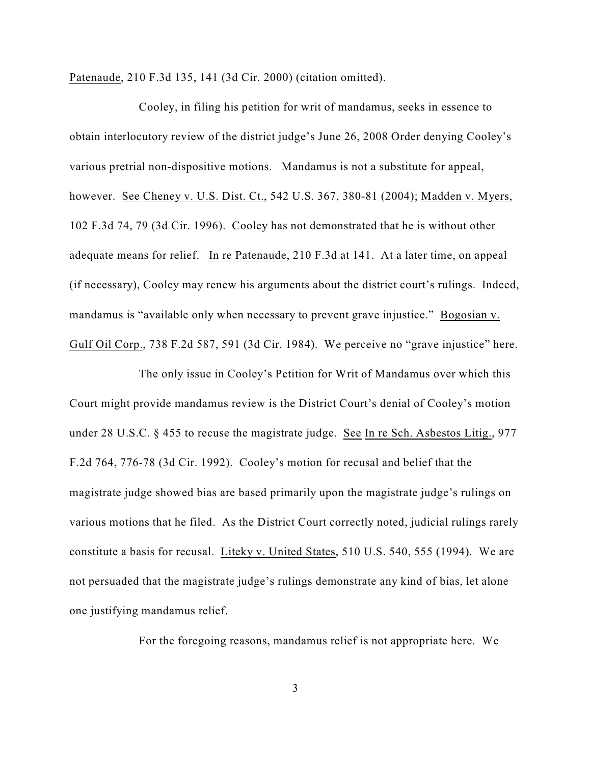Patenaude, 210 F.3d 135, 141 (3d Cir. 2000) (citation omitted).

Cooley, in filing his petition for writ of mandamus, seeks in essence to obtain interlocutory review of the district judge's June 26, 2008 Order denying Cooley's various pretrial non-dispositive motions. Mandamus is not a substitute for appeal, however. See Cheney v. U.S. Dist. Ct., 542 U.S. 367, 380-81 (2004); Madden v. Myers, 102 F.3d 74, 79 (3d Cir. 1996). Cooley has not demonstrated that he is without other adequate means for relief. In re Patenaude, 210 F.3d at 141. At a later time, on appeal (if necessary), Cooley may renew his arguments about the district court's rulings. Indeed, mandamus is "available only when necessary to prevent grave injustice." Bogosian v. Gulf Oil Corp., 738 F.2d 587, 591 (3d Cir. 1984). We perceive no "grave injustice" here.

The only issue in Cooley's Petition for Writ of Mandamus over which this Court might provide mandamus review is the District Court's denial of Cooley's motion under 28 U.S.C. § 455 to recuse the magistrate judge. See In re Sch. Asbestos Litig., 977 F.2d 764, 776-78 (3d Cir. 1992). Cooley's motion for recusal and belief that the magistrate judge showed bias are based primarily upon the magistrate judge's rulings on various motions that he filed. As the District Court correctly noted, judicial rulings rarely constitute a basis for recusal. Liteky v. United States, 510 U.S. 540, 555 (1994). We are not persuaded that the magistrate judge's rulings demonstrate any kind of bias, let alone one justifying mandamus relief.

For the foregoing reasons, mandamus relief is not appropriate here. We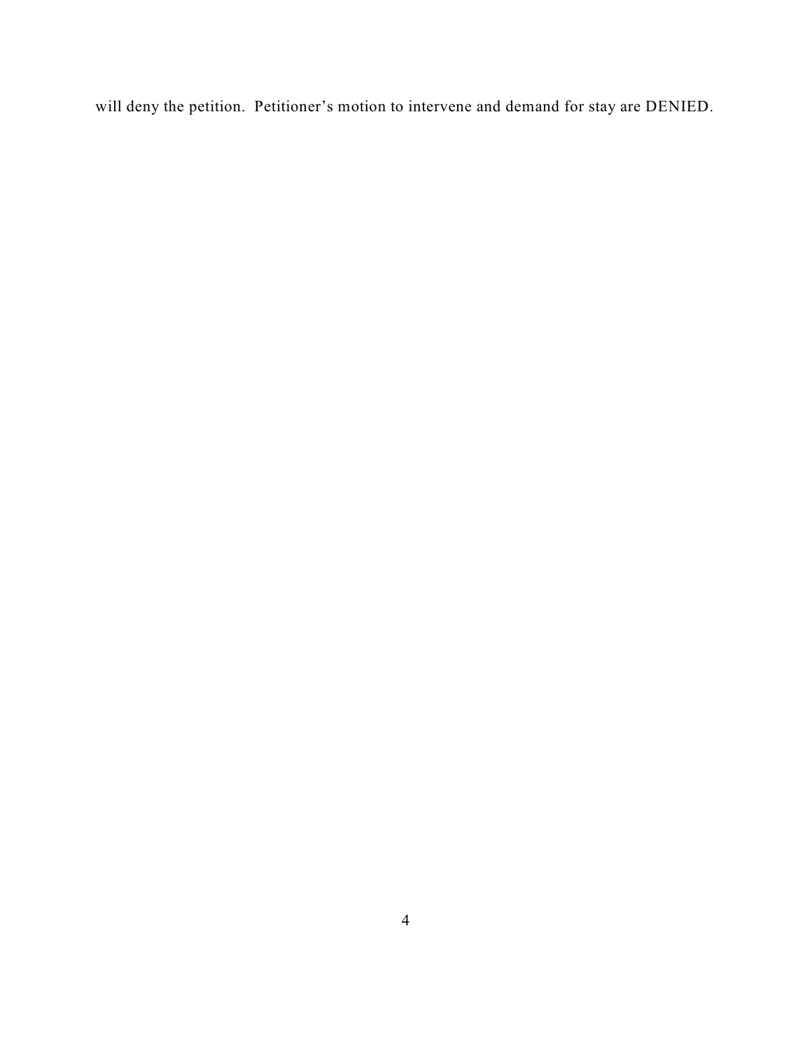will deny the petition. Petitioner's motion to intervene and demand for stay are DENIED.